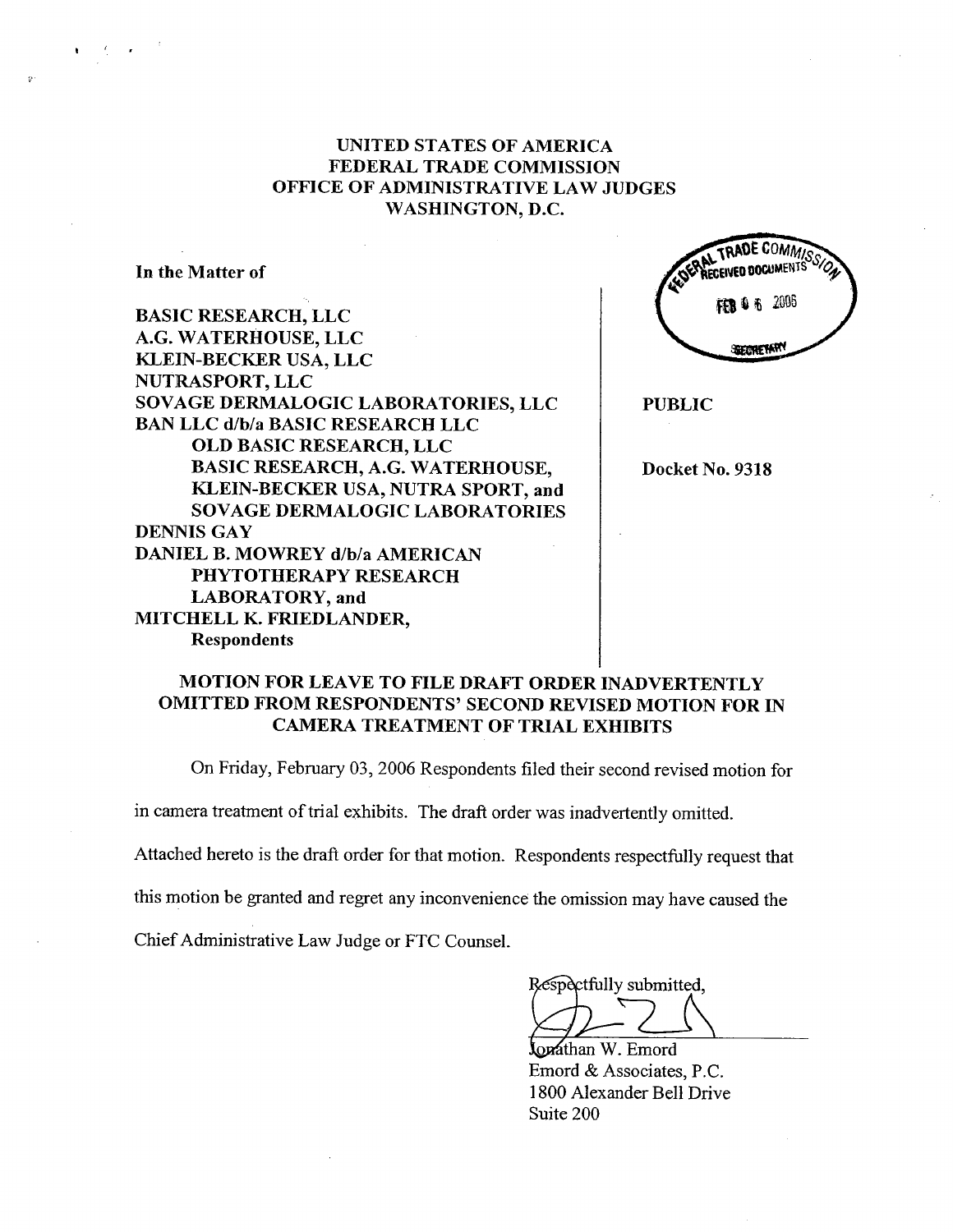# UNITED STATES OF AMERICA
# FEDERAL TRADE COMMISSION
# OFFICE OF ADMINISTRATIVE LAW JUDGES
# WASHINGTON, D.C.

FEDERAL TRADE COMMISSION RECEIVED DOCUMENTS FEB 06 2006 SECRETARY

**In the Matter of**

**BASIC RESEARCH, LLC**
**A.G. WATERHOUSE, LLC**
**KLEIN-BECKER USA, LLC**
**NUTRASPORT, LLC**
**SOVAGE DERMALOGIC LABORATORIES, LLC**
**BAN LLC d/b/a BASIC RESEARCH LLC**
**OLD BASIC RESEARCH, LLC**
**BASIC RESEARCH, A.G. WATERHOUSE,**
**KLEIN-BECKER USA, NUTRA SPORT, and**
**SOVAGE DERMALOGIC LABORATORIES**
**DENNIS GAY**
**DANIEL B. MOWREY d/b/a AMERICAN**
**PHYTOTHERAPY RESEARCH**
**LABORATORY, and**
**MITCHELL K. FRIEDLANDER,**
**Respondents**

**PUBLIC**

**Docket No. 9318**

## MOTION FOR LEAVE TO FILE DRAFT ORDER INADVERTENTLY OMITTED FROM RESPONDENTS' SECOND REVISED MOTION FOR IN CAMERA TREATMENT OF TRIAL EXHIBITS

On Friday, February 03, 2006 Respondents filed their second revised motion for in camera treatment of trial exhibits. The draft order was inadvertently omitted. Attached hereto is the draft order for that motion. Respondents respectfully request that this motion be granted and regret any inconvenience the omission may have caused the Chief Administrative Law Judge or FTC Counsel.

Respectfully submitted,

Jonathan W. Emord
Emord & Associates, P.C.
1800 Alexander Bell Drive
Suite 200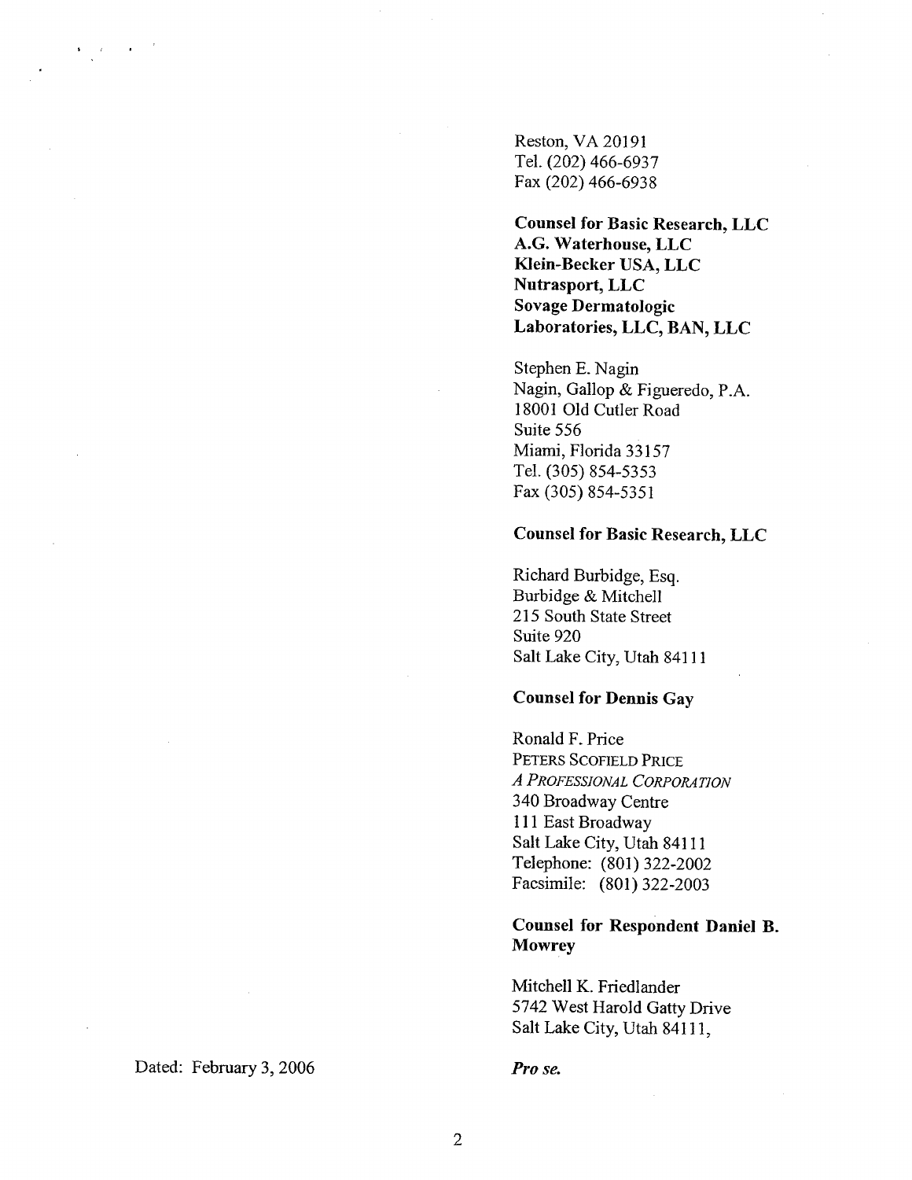Reston, VA 20191
Tel. (202) 466-6937
Fax (202) 466-6938

**Counsel for Basic Research, LLC**
**A.G. Waterhouse, LLC**
**Klein-Becker USA, LLC**
**Nutrasport, LLC**
**Sovage Dermatologic**
**Laboratories, LLC, BAN, LLC**

Stephen E. Nagin
Nagin, Gallop & Figueredo, P.A.
18001 Old Cutler Road
Suite 556
Miami, Florida 33157
Tel. (305) 854-5353
Fax (305) 854-5351

**Counsel for Basic Research, LLC**

Richard Burbidge, Esq.
Burbidge & Mitchell
215 South State Street
Suite 920
Salt Lake City, Utah 84111

**Counsel for Dennis Gay**

Ronald F. Price
PETERS SCOFIELD PRICE
*A PROFESSIONAL CORPORATION*
340 Broadway Centre
111 East Broadway
Salt Lake City, Utah 84111
Telephone: (801) 322-2002
Facsimile: (801) 322-2003

**Counsel for Respondent Daniel B. Mowrey**

Mitchell K. Friedlander
5742 West Harold Gatty Drive
Salt Lake City, Utah 84111,

Dated: February 3, 2006

***Pro se.***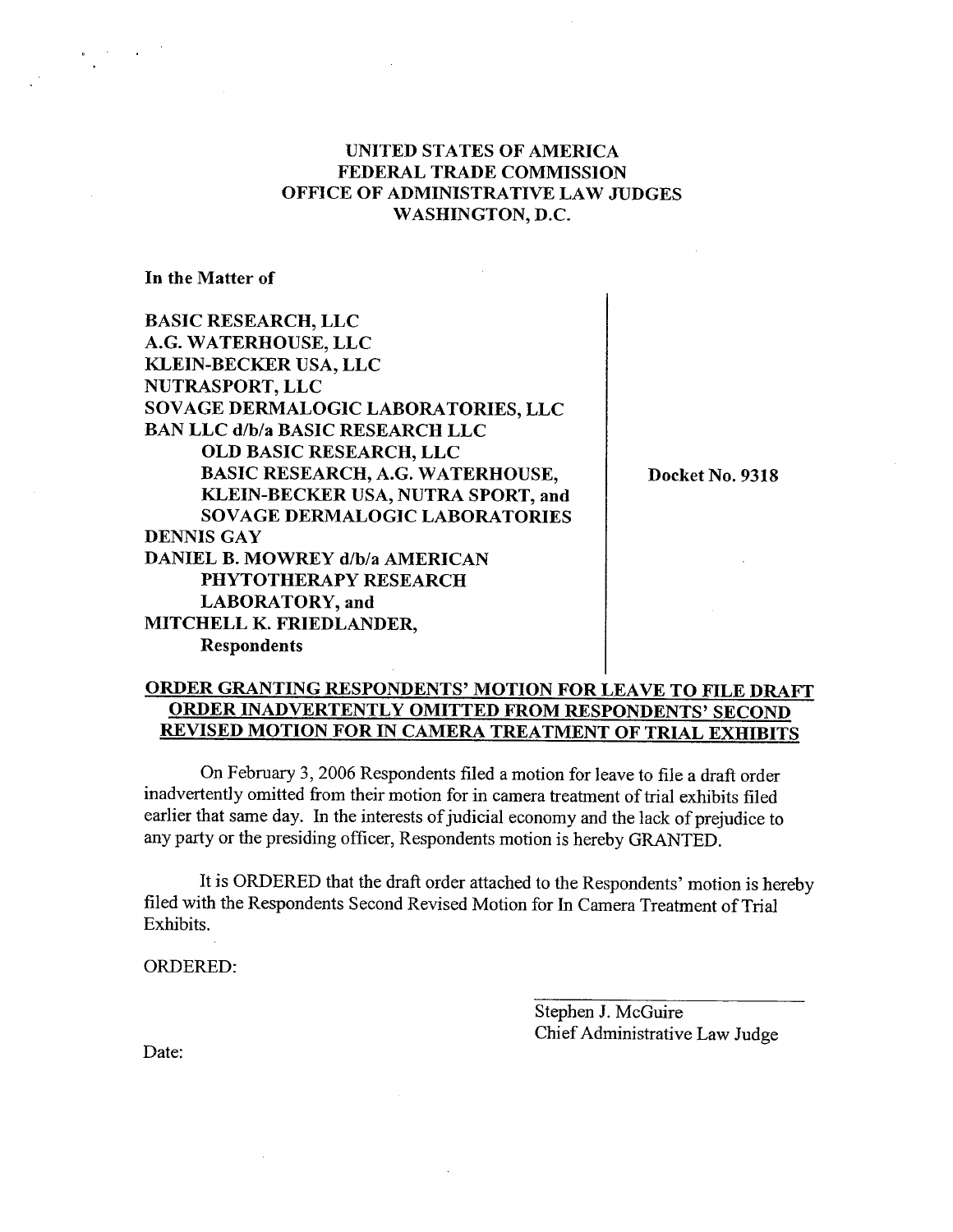**UNITED STATES OF AMERICA**
**FEDERAL TRADE COMMISSION**
**OFFICE OF ADMINISTRATIVE LAW JUDGES**
**WASHINGTON, D.C.**

**In the Matter of**

**BASIC RESEARCH, LLC**
**A.G. WATERHOUSE, LLC**
**KLEIN-BECKER USA, LLC**
**NUTRASPORT, LLC**
**SOVAGE DERMALOGIC LABORATORIES, LLC**
**BAN LLC d/b/a BASIC RESEARCH LLC**
**OLD BASIC RESEARCH, LLC**
**BASIC RESEARCH, A.G. WATERHOUSE,**
**KLEIN-BECKER USA, NUTRA SPORT, and**
**SOVAGE DERMALOGIC LABORATORIES**
**DENNIS GAY**
**DANIEL B. MOWREY d/b/a AMERICAN**
**PHYTOTHERAPY RESEARCH**
**LABORATORY, and**
**MITCHELL K. FRIEDLANDER,**
**Respondents**

**Docket No. 9318**

**ORDER GRANTING RESPONDENTS' MOTION FOR LEAVE TO FILE DRAFT ORDER INADVERTENTLY OMITTED FROM RESPONDENTS' SECOND REVISED MOTION FOR IN CAMERA TREATMENT OF TRIAL EXHIBITS**

On February 3, 2006 Respondents filed a motion for leave to file a draft order inadvertently omitted from their motion for in camera treatment of trial exhibits filed earlier that same day. In the interests of judicial economy and the lack of prejudice to any party or the presiding officer, Respondents motion is hereby GRANTED.

It is ORDERED that the draft order attached to the Respondents' motion is hereby filed with the Respondents Second Revised Motion for In Camera Treatment of Trial Exhibits.

ORDERED:

Stephen J. McGuire
Chief Administrative Law Judge

Date: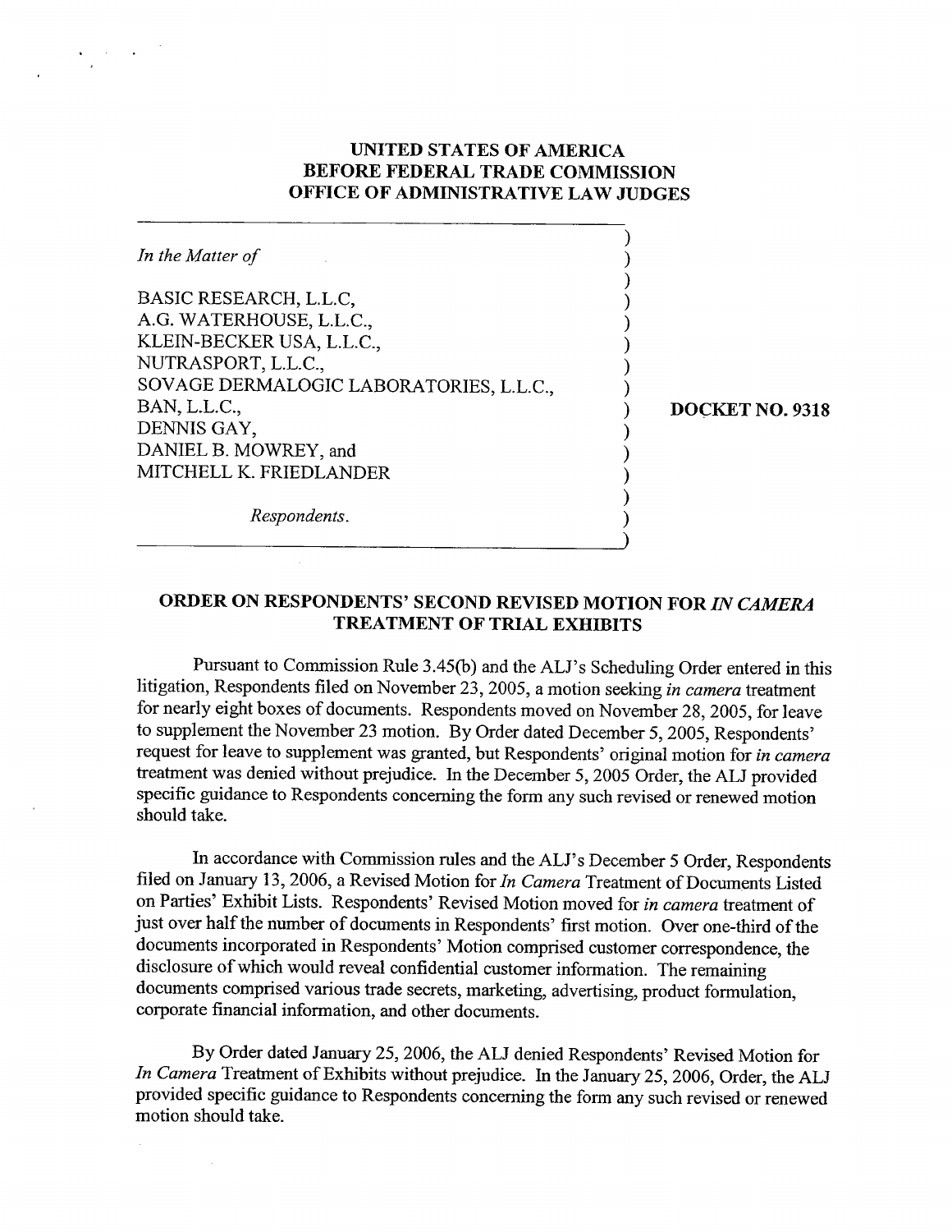# UNITED STATES OF AMERICA
# BEFORE FEDERAL TRADE COMMISSION
# OFFICE OF ADMINISTRATIVE LAW JUDGES

| | |
|---|---|
| *In the Matter of*<br><br>BASIC RESEARCH, L.L.C,<br>A.G. WATERHOUSE, L.L.C.,<br>KLEIN-BECKER USA, L.L.C.,<br>NUTRASPORT, L.L.C.,<br>SOVAGE DERMALOGIC LABORATORIES, L.L.C.,<br>BAN, L.L.C.,<br>DENNIS GAY,<br>DANIEL B. MOWREY, and<br>MITCHELL K. FRIEDLANDER<br><br>*Respondents.* | **DOCKET NO. 9318** |

## ORDER ON RESPONDENTS' SECOND REVISED MOTION FOR *IN CAMERA* TREATMENT OF TRIAL EXHIBITS

Pursuant to Commission Rule 3.45(b) and the ALJ's Scheduling Order entered in this litigation, Respondents filed on November 23, 2005, a motion seeking *in camera* treatment for nearly eight boxes of documents. Respondents moved on November 28, 2005, for leave to supplement the November 23 motion. By Order dated December 5, 2005, Respondents' request for leave to supplement was granted, but Respondents' original motion for *in camera* treatment was denied without prejudice. In the December 5, 2005 Order, the ALJ provided specific guidance to Respondents concerning the form any such revised or renewed motion should take.

In accordance with Commission rules and the ALJ's December 5 Order, Respondents filed on January 13, 2006, a Revised Motion for *In Camera* Treatment of Documents Listed on Parties' Exhibit Lists. Respondents' Revised Motion moved for *in camera* treatment of just over half the number of documents in Respondents' first motion. Over one-third of the documents incorporated in Respondents' Motion comprised customer correspondence, the disclosure of which would reveal confidential customer information. The remaining documents comprised various trade secrets, marketing, advertising, product formulation, corporate financial information, and other documents.

By Order dated January 25, 2006, the ALJ denied Respondents' Revised Motion for *In Camera* Treatment of Exhibits without prejudice. In the January 25, 2006, Order, the ALJ provided specific guidance to Respondents concerning the form any such revised or renewed motion should take.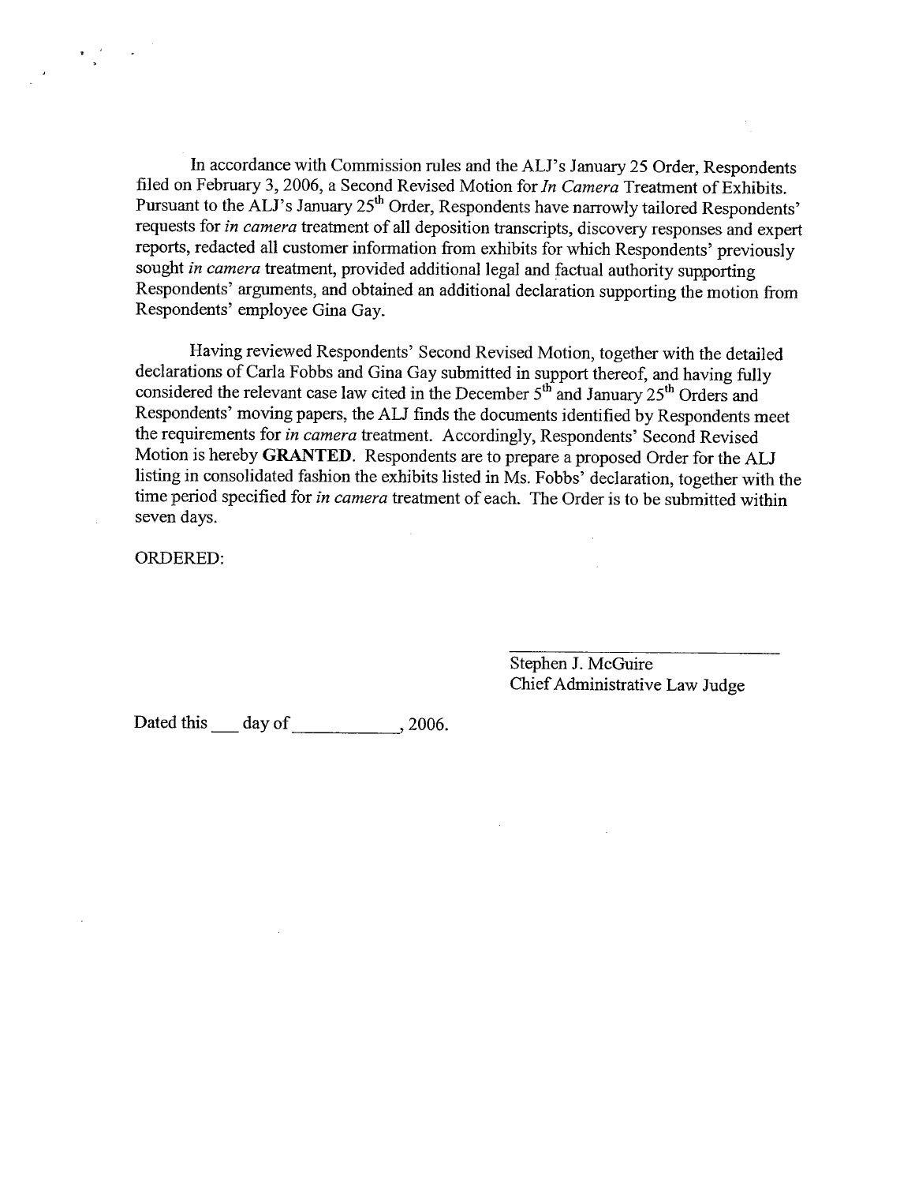In accordance with Commission rules and the ALJ's January 25 Order, Respondents filed on February 3, 2006, a Second Revised Motion for *In Camera* Treatment of Exhibits. Pursuant to the ALJ's January 25th Order, Respondents have narrowly tailored Respondents' requests for *in camera* treatment of all deposition transcripts, discovery responses and expert reports, redacted all customer information from exhibits for which Respondents' previously sought *in camera* treatment, provided additional legal and factual authority supporting Respondents' arguments, and obtained an additional declaration supporting the motion from Respondents' employee Gina Gay.

Having reviewed Respondents' Second Revised Motion, together with the detailed declarations of Carla Fobbs and Gina Gay submitted in support thereof, and having fully considered the relevant case law cited in the December 5th and January 25th Orders and Respondents' moving papers, the ALJ finds the documents identified by Respondents meet the requirements for *in camera* treatment. Accordingly, Respondents' Second Revised Motion is hereby **GRANTED**. Respondents are to prepare a proposed Order for the ALJ listing in consolidated fashion the exhibits listed in Ms. Fobbs' declaration, together with the time period specified for *in camera* treatment of each. The Order is to be submitted within seven days.

ORDERED:

\_\_\_\_\_\_\_\_\_\_\_\_\_\_\_\_\_\_\_\_\_\_\_\_\_\_\_\_
Stephen J. McGuire
Chief Administrative Law Judge

Dated this \_\_\_ day of \_\_\_\_\_\_\_\_\_\_\_, 2006.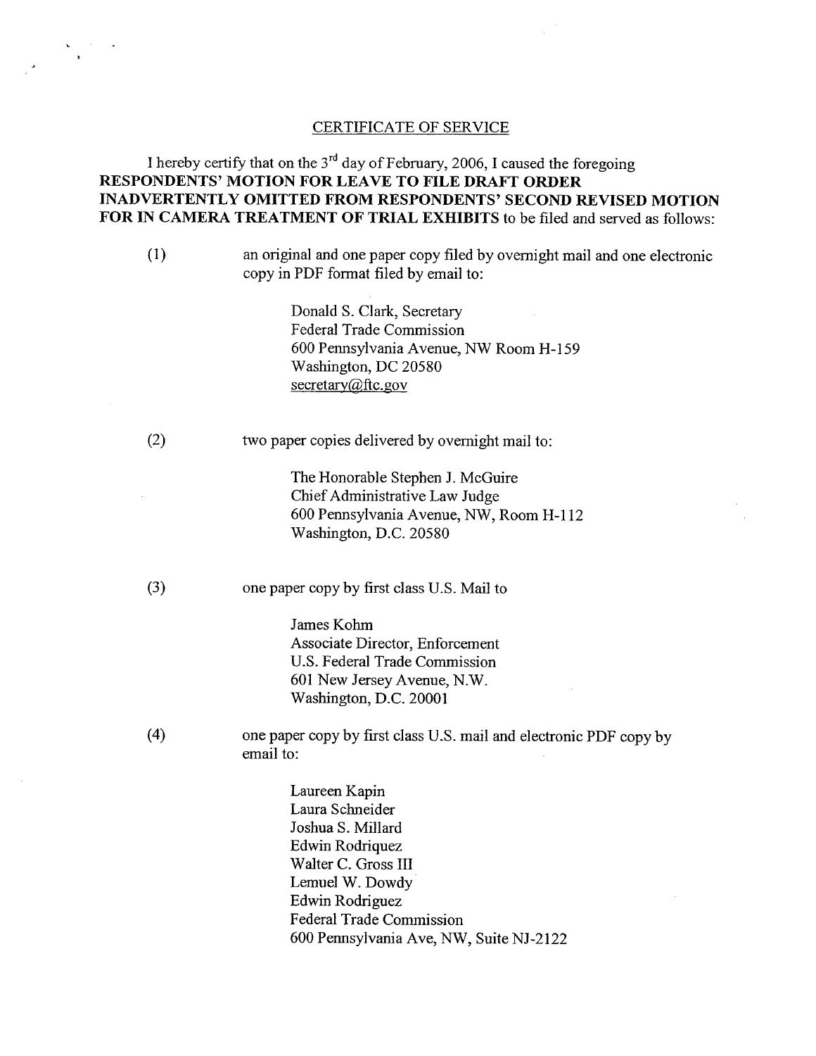## CERTIFICATE OF SERVICE

I hereby certify that on the 3rd day of February, 2006, I caused the foregoing **RESPONDENTS' MOTION FOR LEAVE TO FILE DRAFT ORDER INADVERTENTLY OMITTED FROM RESPONDENTS' SECOND REVISED MOTION FOR IN CAMERA TREATMENT OF TRIAL EXHIBITS** to be filed and served as follows:

(1) an original and one paper copy filed by overnight mail and one electronic copy in PDF format filed by email to:

> Donald S. Clark, Secretary
> Federal Trade Commission
> 600 Pennsylvania Avenue, NW Room H-159
> Washington, DC 20580
> secretary@ftc.gov

(2) two paper copies delivered by overnight mail to:

> The Honorable Stephen J. McGuire
> Chief Administrative Law Judge
> 600 Pennsylvania Avenue, NW, Room H-112
> Washington, D.C. 20580

(3) one paper copy by first class U.S. Mail to

> James Kohm
> Associate Director, Enforcement
> U.S. Federal Trade Commission
> 601 New Jersey Avenue, N.W.
> Washington, D.C. 20001

(4) one paper copy by first class U.S. mail and electronic PDF copy by email to:

> Laureen Kapin
> Laura Schneider
> Joshua S. Millard
> Edwin Rodriquez
> Walter C. Gross III
> Lemuel W. Dowdy
> Edwin Rodriguez
> Federal Trade Commission
> 600 Pennsylvania Ave, NW, Suite NJ-2122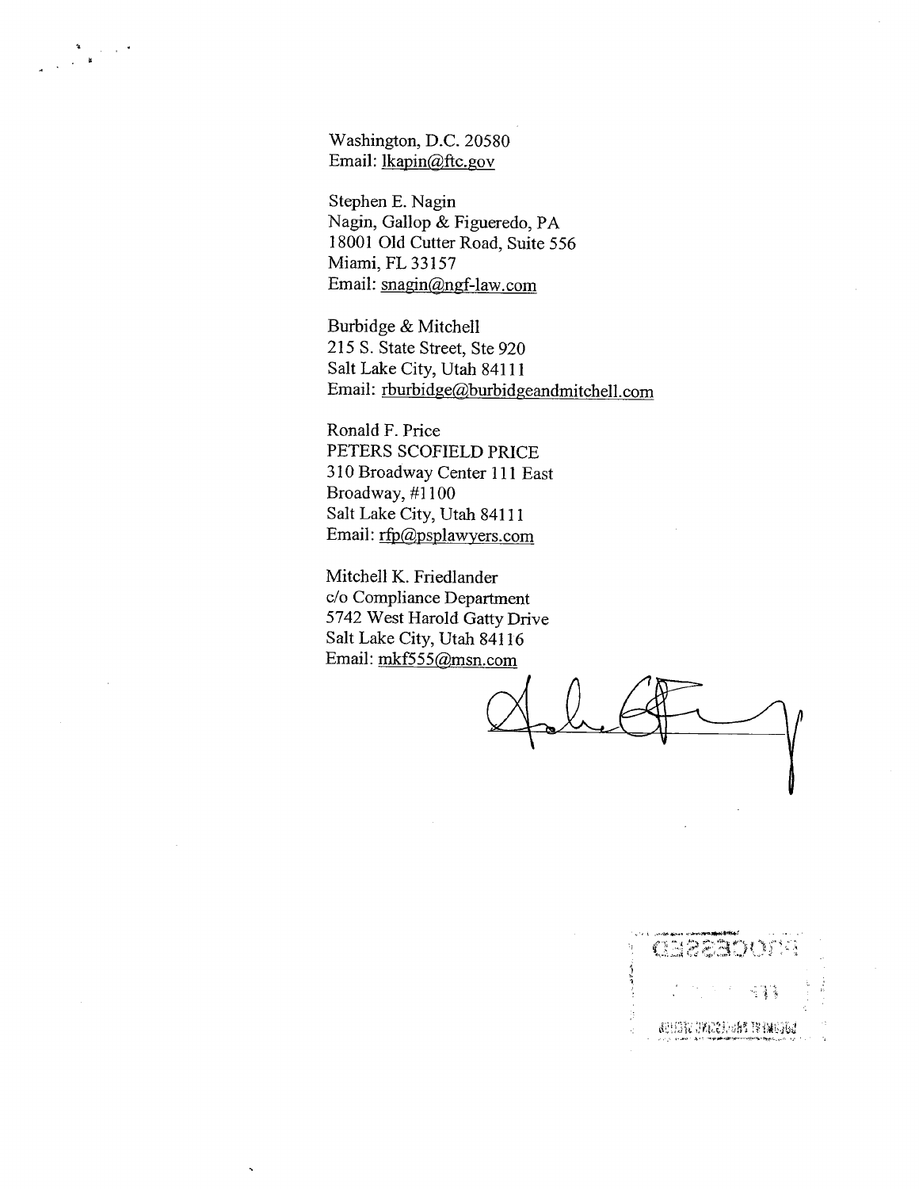Washington, D.C. 20580
Email: lkapin@ftc.gov

Stephen E. Nagin
Nagin, Gallop & Figueredo, PA
18001 Old Cutter Road, Suite 556
Miami, FL 33157
Email: snagin@ngf-law.com

Burbidge & Mitchell
215 S. State Street, Ste 920
Salt Lake City, Utah 84111
Email: rburbidge@burbidgeandmitchell.com

Ronald F. Price
PETERS SCOFIELD PRICE
310 Broadway Center 111 East
Broadway, #1100
Salt Lake City, Utah 84111
Email: rfp@psplawyers.com

Mitchell K. Friedlander
c/o Compliance Department
5742 West Harold Gatty Drive
Salt Lake City, Utah 84116
Email: mkf555@msn.com